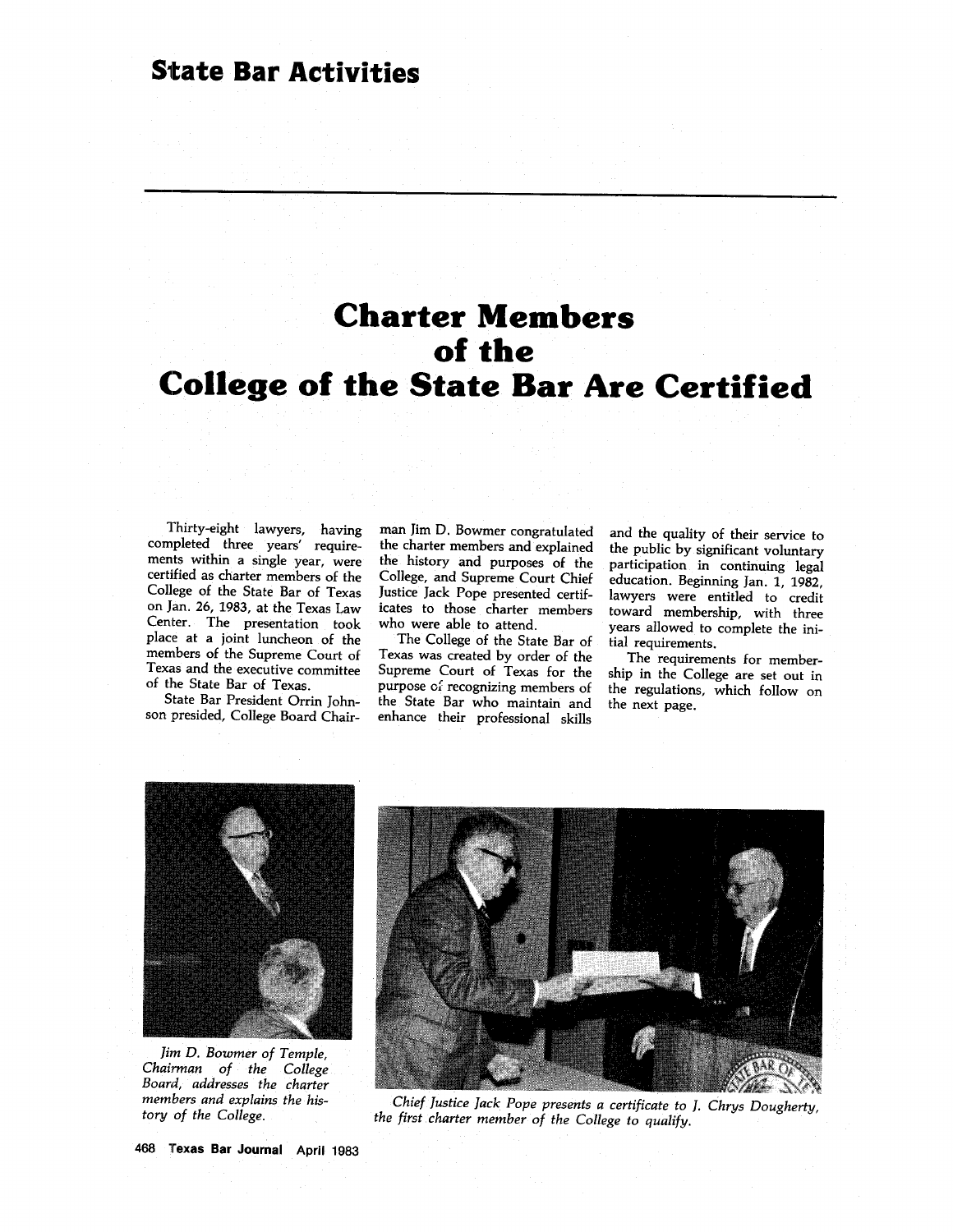# State Bar Activities

# Charter Members of the College of the State Bar Are Certified

Thirty-eight lawyers, having completed three years' requirements within a single year, were certified as charter members of the College of the State Bar of Texas on Jan. 26, 1983, at the Texas Law Center. The presentation took place at a joint luncheon of the members of the Supreme Court of Texas and the executive committee of the State Bar of Texas.

State Bar President Orrin Johnson presided, College Board Chairman Jim D. Bowmer congratulated the charter members and explained the history and purposes of the College, and Supreme Court Chief Justice Jack Pope presented certificates to those charter members who were able to attend.

The College of the State Bar of Texas was created by order of the Supreme Court of Texas for the purpose of recognizing members of the State Bar who maintain and enhance their professional skills and the quality of their service to the public by significant voluntary participation in continuing legal education. Beginning Jan. 1, 1982, lawyers were entitled to credit toward membership, with three years allowed to complete the initial requirements.

The requirements for membership in the College are set out in the regulations, which follow on the next page.

*Jim D. Bowmer of Temple, Chairman of the College Board, addresses the charter members and explains the history of the College.*

*Chief Justice Jack Pope presents a certificate to J. Chrys Dougherty, the first charter member of the College to qualify.*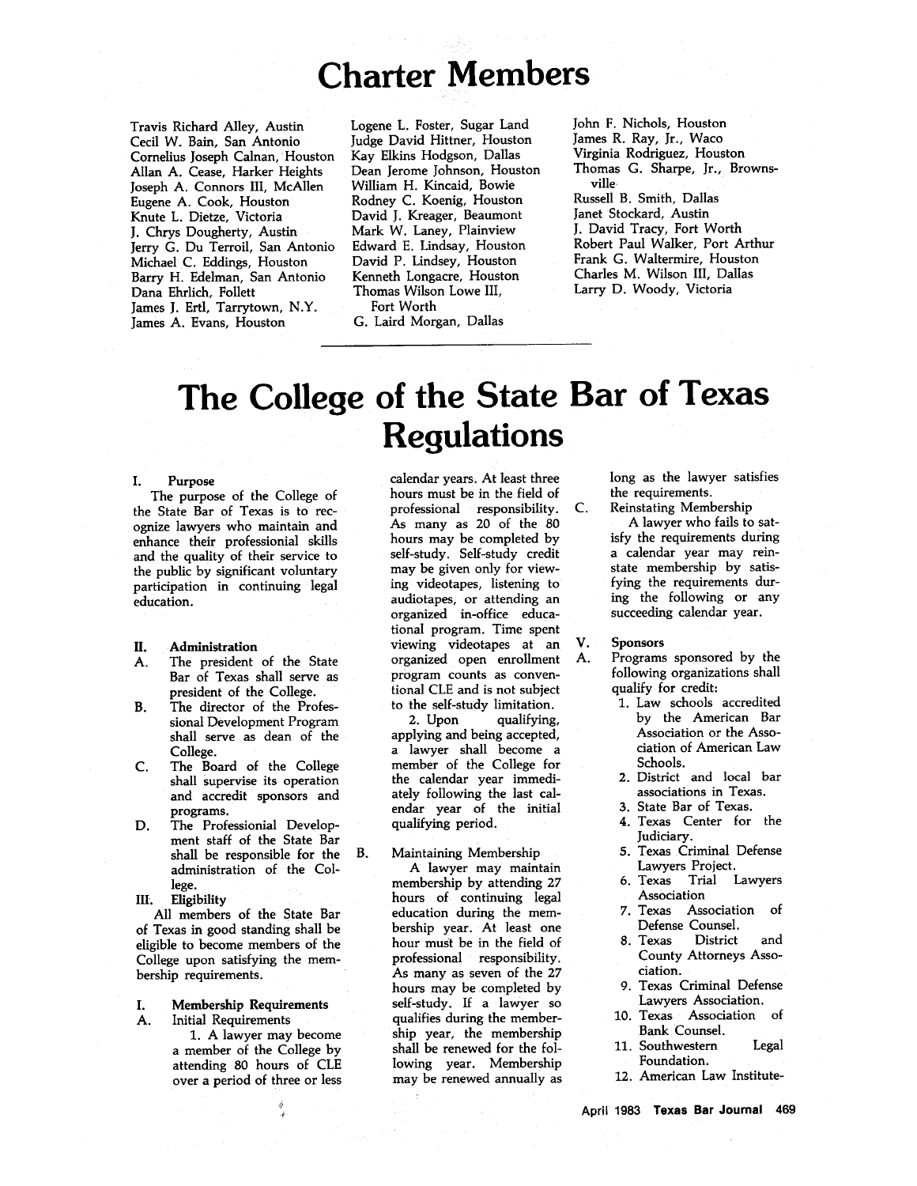# Charter Members

Travis Richard Alley, Austin
Cecil W. Bain, San Antonio
Cornelius Joseph Calnan, Houston
Allan A. Cease, Harker Heights
Joseph A. Connors III, McAllen
Eugene A. Cook, Houston
Knute L. Dietze, Victoria
J. Chrys Dougherty, Austin
Jerry G. Du Terroil, San Antonio
Michael C. Eddings, Houston
Barry H. Edelman, San Antonio
Dana Ehrlich, Follett
James J. Ertl, Tarrytown, N.Y.
James A. Evans, Houston
Logene L. Foster, Sugar Land
Judge David Hittner, Houston
Kay Elkins Hodgson, Dallas
Dean Jerome Johnson, Houston
William H. Kincaid, Bowie
Rodney C. Koenig, Houston
David J. Kreager, Beaumont
Mark W. Laney, Plainview
Edward E. Lindsay, Houston
David P. Lindsey, Houston
Kenneth Longacre, Houston
Thomas Wilson Lowe III, Fort Worth
G. Laird Morgan, Dallas
John F. Nichols, Houston
James R. Ray, Jr., Waco
Virginia Rodriguez, Houston
Thomas G. Sharpe, Jr., Brownsville
Russell B. Smith, Dallas
Janet Stockard, Austin
J. David Tracy, Fort Worth
Robert Paul Walker, Port Arthur
Frank G. Waltermire, Houston
Charles M. Wilson III, Dallas
Larry D. Woody, Victoria

# The College of the State Bar of Texas Regulations

**I. Purpose**

The purpose of the College of the State Bar of Texas is to recognize lawyers who maintain and enhance their professionial skills and the quality of their service to the public by significant voluntary participation in continuing legal education.

**II. Administration**

A. The president of the State Bar of Texas shall serve as president of the College.

B. The director of the Professional Development Program shall serve as dean of the College.

C. The Board of the College shall supervise its operation and accredit sponsors and programs.

D. The Professionial Development staff of the State Bar shall be responsible for the administration of the College.

**III. Eligibility**

All members of the State Bar of Texas in good standing shall be eligible to become members of the College upon satisfying the membership requirements.

**I. Membership Requirements**

A. Initial Requirements

1. A lawyer may become a member of the College by attending 80 hours of CLE over a period of three or less calendar years. At least three hours must be in the field of professional responsibility. As many as 20 of the 80 hours may be completed by self-study. Self-study credit may be given only for viewing videotapes, listening to audiotapes, or attending an organized in-office educational program. Time spent viewing videotapes at an organized open enrollment program counts as conventional CLE and is not subject to the self-study limitation.

2. Upon qualifying, applying and being accepted, a lawyer shall become a member of the College for the calendar year immediately following the last calendar year of the initial qualifying period.

B. Maintaining Membership

A lawyer may maintain membership by attending 27 hours of continuing legal education during the membership year. At least one hour must be in the field of professional responsibility. As many as seven of the 27 hours may be completed by self-study. If a lawyer so qualifies during the membership year, the membership shall be renewed for the following year. Membership may be renewed annually as long as the lawyer satisfies the requirements.

C. Reinstating Membership

A lawyer who fails to satisfy the requirements during a calendar year may reinstate membership by satisfying the requirements during the following or any succeeding calendar year.

**V. Sponsors**

A. Programs sponsored by the following organizations shall qualify for credit:

1. Law schools accredited by the American Bar Association or the Association of American Law Schools.
2. District and local bar associations in Texas.
3. State Bar of Texas.
4. Texas Center for the Judiciary.
5. Texas Criminal Defense Lawyers Project.
6. Texas Trial Lawyers Association
7. Texas Association of Defense Counsel.
8. Texas District and County Attorneys Association.
9. Texas Criminal Defense Lawyers Association.
10. Texas Association of Bank Counsel.
11. Southwestern Legal Foundation.
12. American Law Institute-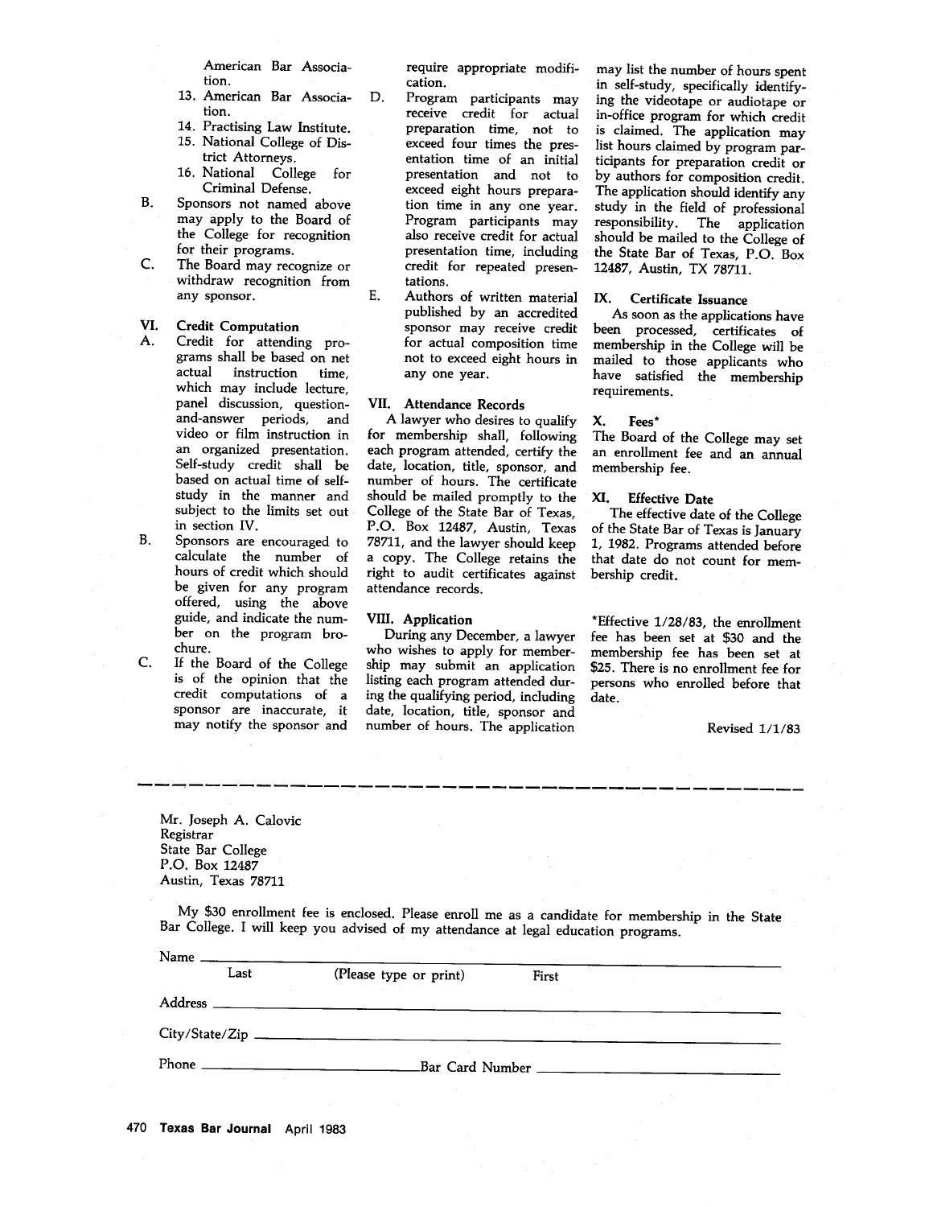American Bar Association.

13. American Bar Association.
14. Practising Law Institute.
15. National College of District Attorneys.
16. National College for Criminal Defense.

B. Sponsors not named above may apply to the Board of the College for recognition for their programs.

C. The Board may recognize or withdraw recognition from any sponsor.

## VI. Credit Computation

A. Credit for attending programs shall be based on net actual instruction time, which may include lecture, panel discussion, question-and-answer periods, and video or film instruction in an organized presentation. Self-study credit shall be based on actual time of self-study in the manner and subject to the limits set out in section IV.

B. Sponsors are encouraged to calculate the number of hours of credit which should be given for any program offered, using the above guide, and indicate the number on the program brochure.

C. If the Board of the College is of the opinion that the credit computations of a sponsor are inaccurate, it may notify the sponsor and require appropriate modification.

D. Program participants may receive credit for actual preparation time, not to exceed four times the presentation time of an initial presentation and not to exceed eight hours preparation time in any one year. Program participants may also receive credit for actual presentation time, including credit for repeated presentations.

E. Authors of written material published by an accredited sponsor may receive credit for actual composition time not to exceed eight hours in any one year.

## VII. Attendance Records

A lawyer who desires to qualify for membership shall, following each program attended, certify the date, location, title, sponsor, and number of hours. The certificate should be mailed promptly to the College of the State Bar of Texas, P.O. Box 12487, Austin, Texas 78711, and the lawyer should keep a copy. The College retains the right to audit certificates against attendance records.

## VIII. Application

During any December, a lawyer who wishes to apply for membership may submit an application listing each program attended during the qualifying period, including date, location, title, sponsor and number of hours. The application may list the number of hours spent in self-study, specifically identifying the videotape or audiotape or in-office program for which credit is claimed. The application may list hours claimed by program participants for preparation credit or by authors for composition credit. The application should identify any study in the field of professional responsibility. The application should be mailed to the College of the State Bar of Texas, P.O. Box 12487, Austin, TX 78711.

## IX. Certificate Issuance

As soon as the applications have been processed, certificates of membership in the College will be mailed to those applicants who have satisfied the membership requirements.

## X. Fees*

The Board of the College may set an enrollment fee and an annual membership fee.

## XI. Effective Date

The effective date of the College of the State Bar of Texas is January 1, 1982. Programs attended before that date do not count for membership credit.

*Effective 1/28/83, the enrollment fee has been set at $30 and the membership fee has been set at $25. There is no enrollment fee for persons who enrolled before that date.

Revised 1/1/83

---

Mr. Joseph A. Calovic
Registrar
State Bar College
P.O. Box 12487
Austin, Texas 78711

My $30 enrollment fee is enclosed. Please enroll me as a candidate for membership in the State Bar College. I will keep you advised of my attendance at legal education programs.

Name ______________________________________________
Last (Please type or print) First

Address ______________________________________________

City/State/Zip ______________________________________________

Phone ____________________ Bar Card Number ____________________